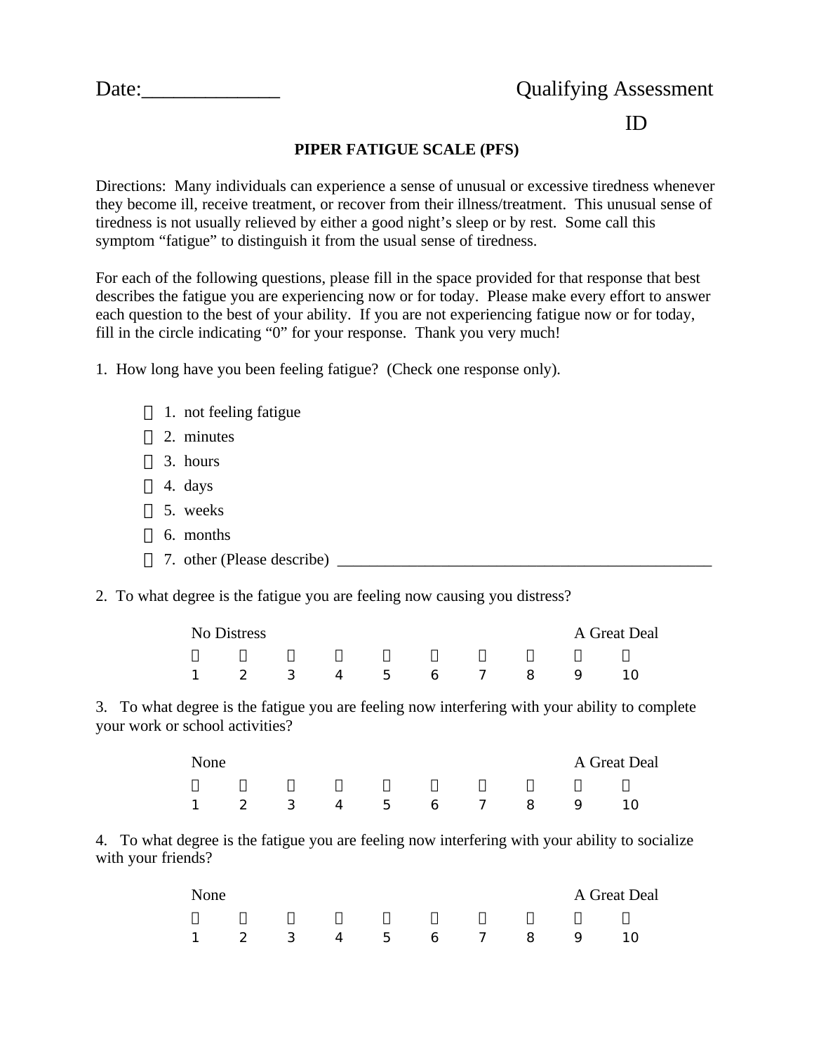Date:_____________ Qualifying Assessment

ID

**PIPER FATIGUE SCALE (PFS)**

Directions: Many individuals can experience a sense of unusual or excessive tiredness whenever they become ill, receive treatment, or recover from their illness/treatment. This unusual sense of tiredness is not usually relieved by either a good night's sleep or by rest. Some call this symptom "fatigue" to distinguish it from the usual sense of tiredness.

For each of the following questions, please fill in the space provided for that response that best describes the fatigue you are experiencing now or for today. Please make every effort to answer each question to the best of your ability. If you are not experiencing fatigue now or for today, fill in the circle indicating "0" for your response. Thank you very much!

1. How long have you been feeling fatigue? (Check one response only).

- ☐ 1. not feeling fatigue
- ☐ 2. minutes
- ☐ 3. hours
- ☐ 4. days
- ☐ 5. weeks
- ☐ 6. months
- ☐ 7. other (Please describe) _______________________________________________

2. To what degree is the fatigue you are feeling now causing you distress?

| No Distress | | | | | | | | | A Great Deal |
|---|---|---|---|---|---|---|---|---|---|
| ☐ | ☐ | ☐ | ☐ | ☐ | ☐ | ☐ | ☐ | ☐ | ☐ |
| 1 | 2 | 3 | 4 | 5 | 6 | 7 | 8 | 9 | 10 |

3. To what degree is the fatigue you are feeling now interfering with your ability to complete your work or school activities?

| None | | | | | | | | | A Great Deal |
|---|---|---|---|---|---|---|---|---|---|
| ☐ | ☐ | ☐ | ☐ | ☐ | ☐ | ☐ | ☐ | ☐ | ☐ |
| 1 | 2 | 3 | 4 | 5 | 6 | 7 | 8 | 9 | 10 |

4. To what degree is the fatigue you are feeling now interfering with your ability to socialize with your friends?

| None | | | | | | | | | A Great Deal |
|---|---|---|---|---|---|---|---|---|---|
| ☐ | ☐ | ☐ | ☐ | ☐ | ☐ | ☐ | ☐ | ☐ | ☐ |
| 1 | 2 | 3 | 4 | 5 | 6 | 7 | 8 | 9 | 10 |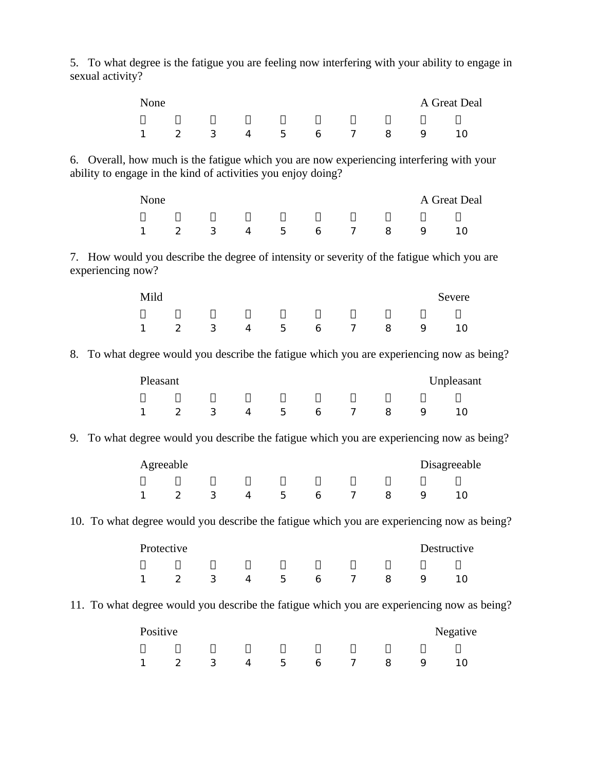5. To what degree is the fatigue you are feeling now interfering with your ability to engage in sexual activity?

| None | | | | | | | | | A Great Deal |
|---|---|---|---|---|---|---|---|---|---|
| ☐ | ☐ | ☐ | ☐ | ☐ | ☐ | ☐ | ☐ | ☐ | ☐ |
| 1 | 2 | 3 | 4 | 5 | 6 | 7 | 8 | 9 | 10 |

6. Overall, how much is the fatigue which you are now experiencing interfering with your ability to engage in the kind of activities you enjoy doing?

| None | | | | | | | | | A Great Deal |
|---|---|---|---|---|---|---|---|---|---|
| ☐ | ☐ | ☐ | ☐ | ☐ | ☐ | ☐ | ☐ | ☐ | ☐ |
| 1 | 2 | 3 | 4 | 5 | 6 | 7 | 8 | 9 | 10 |

7. How would you describe the degree of intensity or severity of the fatigue which you are experiencing now?

| Mild | | | | | | | | | Severe |
|---|---|---|---|---|---|---|---|---|---|
| ☐ | ☐ | ☐ | ☐ | ☐ | ☐ | ☐ | ☐ | ☐ | ☐ |
| 1 | 2 | 3 | 4 | 5 | 6 | 7 | 8 | 9 | 10 |

8. To what degree would you describe the fatigue which you are experiencing now as being?

| Pleasant | | | | | | | | | Unpleasant |
|---|---|---|---|---|---|---|---|---|---|
| ☐ | ☐ | ☐ | ☐ | ☐ | ☐ | ☐ | ☐ | ☐ | ☐ |
| 1 | 2 | 3 | 4 | 5 | 6 | 7 | 8 | 9 | 10 |

9. To what degree would you describe the fatigue which you are experiencing now as being?

| Agreeable | | | | | | | | | Disagreeable |
|---|---|---|---|---|---|---|---|---|---|
| ☐ | ☐ | ☐ | ☐ | ☐ | ☐ | ☐ | ☐ | ☐ | ☐ |
| 1 | 2 | 3 | 4 | 5 | 6 | 7 | 8 | 9 | 10 |

10. To what degree would you describe the fatigue which you are experiencing now as being?

| Protective | | | | | | | | | Destructive |
|---|---|---|---|---|---|---|---|---|---|
| ☐ | ☐ | ☐ | ☐ | ☐ | ☐ | ☐ | ☐ | ☐ | ☐ |
| 1 | 2 | 3 | 4 | 5 | 6 | 7 | 8 | 9 | 10 |

11. To what degree would you describe the fatigue which you are experiencing now as being?

| Positive | | | | | | | | | Negative |
|---|---|---|---|---|---|---|---|---|---|
| ☐ | ☐ | ☐ | ☐ | ☐ | ☐ | ☐ | ☐ | ☐ | ☐ |
| 1 | 2 | 3 | 4 | 5 | 6 | 7 | 8 | 9 | 10 |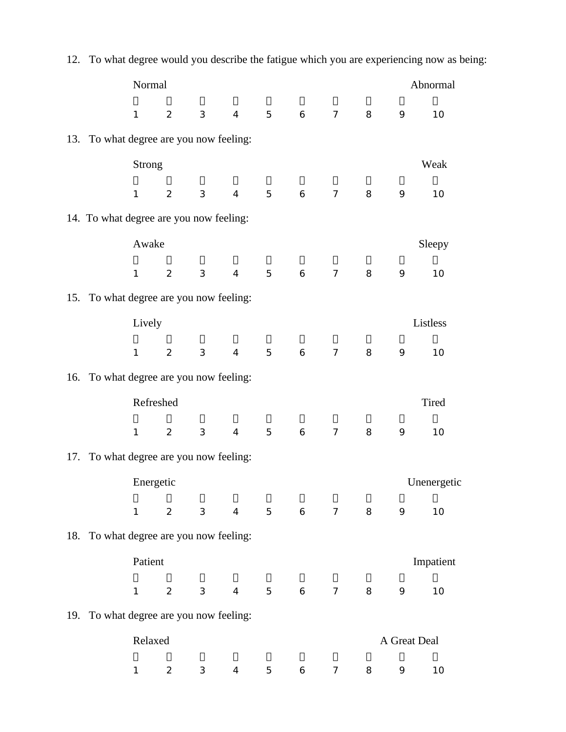12. To what degree would you describe the fatigue which you are experiencing now as being:

| Normal | | | | | | | | | Abnormal |
|---|---|---|---|---|---|---|---|---|---|
| ☐ | ☐ | ☐ | ☐ | ☐ | ☐ | ☐ | ☐ | ☐ | ☐ |
| 1 | 2 | 3 | 4 | 5 | 6 | 7 | 8 | 9 | 10 |

13. To what degree are you now feeling:

| Strong | | | | | | | | | Weak |
|---|---|---|---|---|---|---|---|---|---|
| ☐ | ☐ | ☐ | ☐ | ☐ | ☐ | ☐ | ☐ | ☐ | ☐ |
| 1 | 2 | 3 | 4 | 5 | 6 | 7 | 8 | 9 | 10 |

14. To what degree are you now feeling:

| Awake | | | | | | | | | Sleepy |
|---|---|---|---|---|---|---|---|---|---|
| ☐ | ☐ | ☐ | ☐ | ☐ | ☐ | ☐ | ☐ | ☐ | ☐ |
| 1 | 2 | 3 | 4 | 5 | 6 | 7 | 8 | 9 | 10 |

15. To what degree are you now feeling:

| Lively | | | | | | | | | Listless |
|---|---|---|---|---|---|---|---|---|---|
| ☐ | ☐ | ☐ | ☐ | ☐ | ☐ | ☐ | ☐ | ☐ | ☐ |
| 1 | 2 | 3 | 4 | 5 | 6 | 7 | 8 | 9 | 10 |

16. To what degree are you now feeling:

| Refreshed | | | | | | | | | Tired |
|---|---|---|---|---|---|---|---|---|---|
| ☐ | ☐ | ☐ | ☐ | ☐ | ☐ | ☐ | ☐ | ☐ | ☐ |
| 1 | 2 | 3 | 4 | 5 | 6 | 7 | 8 | 9 | 10 |

17. To what degree are you now feeling:

| Energetic | | | | | | | | | Unenergetic |
|---|---|---|---|---|---|---|---|---|---|
| ☐ | ☐ | ☐ | ☐ | ☐ | ☐ | ☐ | ☐ | ☐ | ☐ |
| 1 | 2 | 3 | 4 | 5 | 6 | 7 | 8 | 9 | 10 |

18. To what degree are you now feeling:

| Patient | | | | | | | | | Impatient |
|---|---|---|---|---|---|---|---|---|---|
| ☐ | ☐ | ☐ | ☐ | ☐ | ☐ | ☐ | ☐ | ☐ | ☐ |
| 1 | 2 | 3 | 4 | 5 | 6 | 7 | 8 | 9 | 10 |

19. To what degree are you now feeling:

| Relaxed | | | | | | | | A Great Deal | |
|---|---|---|---|---|---|---|---|---|---|
| ☐ | ☐ | ☐ | ☐ | ☐ | ☐ | ☐ | ☐ | ☐ | ☐ |
| 1 | 2 | 3 | 4 | 5 | 6 | 7 | 8 | 9 | 10 |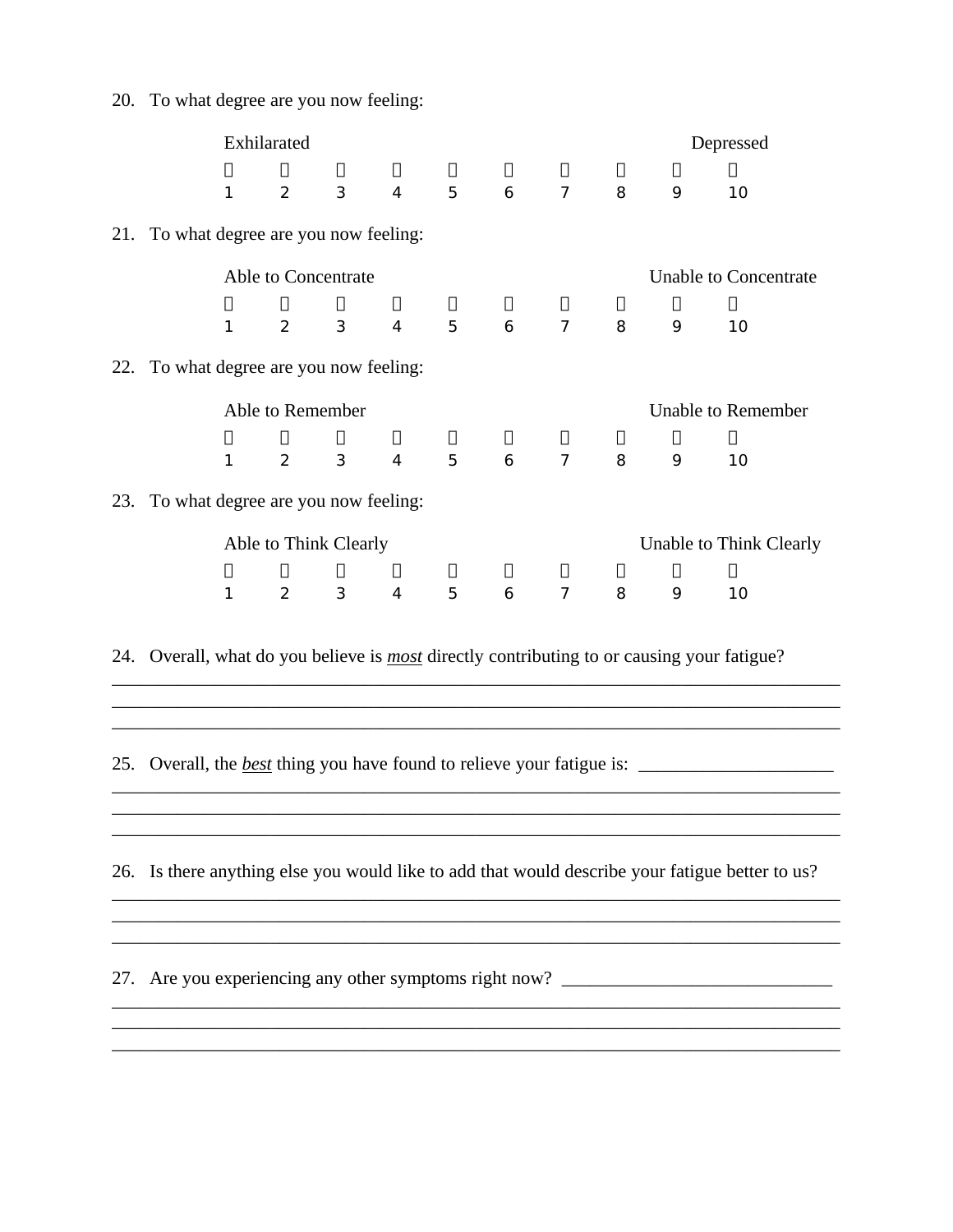20. To what degree are you now feeling:

| Exhilarated | | | | | | | | | Depressed |
|---|---|---|---|---|---|---|---|---|---|
| ☐ | ☐ | ☐ | ☐ | ☐ | ☐ | ☐ | ☐ | ☐ | ☐ |
| 1 | 2 | 3 | 4 | 5 | 6 | 7 | 8 | 9 | 10 |

21. To what degree are you now feeling:

| Able to Concentrate | | | | | | | | | Unable to Concentrate |
|---|---|---|---|---|---|---|---|---|---|
| ☐ | ☐ | ☐ | ☐ | ☐ | ☐ | ☐ | ☐ | ☐ | ☐ |
| 1 | 2 | 3 | 4 | 5 | 6 | 7 | 8 | 9 | 10 |

22. To what degree are you now feeling:

| Able to Remember | | | | | | | | | Unable to Remember |
|---|---|---|---|---|---|---|---|---|---|
| ☐ | ☐ | ☐ | ☐ | ☐ | ☐ | ☐ | ☐ | ☐ | ☐ |
| 1 | 2 | 3 | 4 | 5 | 6 | 7 | 8 | 9 | 10 |

23. To what degree are you now feeling:

| Able to Think Clearly | | | | | | | | | Unable to Think Clearly |
|---|---|---|---|---|---|---|---|---|---|
| ☐ | ☐ | ☐ | ☐ | ☐ | ☐ | ☐ | ☐ | ☐ | ☐ |
| 1 | 2 | 3 | 4 | 5 | 6 | 7 | 8 | 9 | 10 |

24. Overall, what do you believe is ***most*** directly contributing to or causing your fatigue?

______________________________________________________________________________
______________________________________________________________________________
______________________________________________________________________________

25. Overall, the ***best*** thing you have found to relieve your fatigue is: _____________________

______________________________________________________________________________
______________________________________________________________________________
______________________________________________________________________________

26. Is there anything else you would like to add that would describe your fatigue better to us?

______________________________________________________________________________
______________________________________________________________________________
______________________________________________________________________________

27. Are you experiencing any other symptoms right now? _____________________________

______________________________________________________________________________
______________________________________________________________________________
______________________________________________________________________________